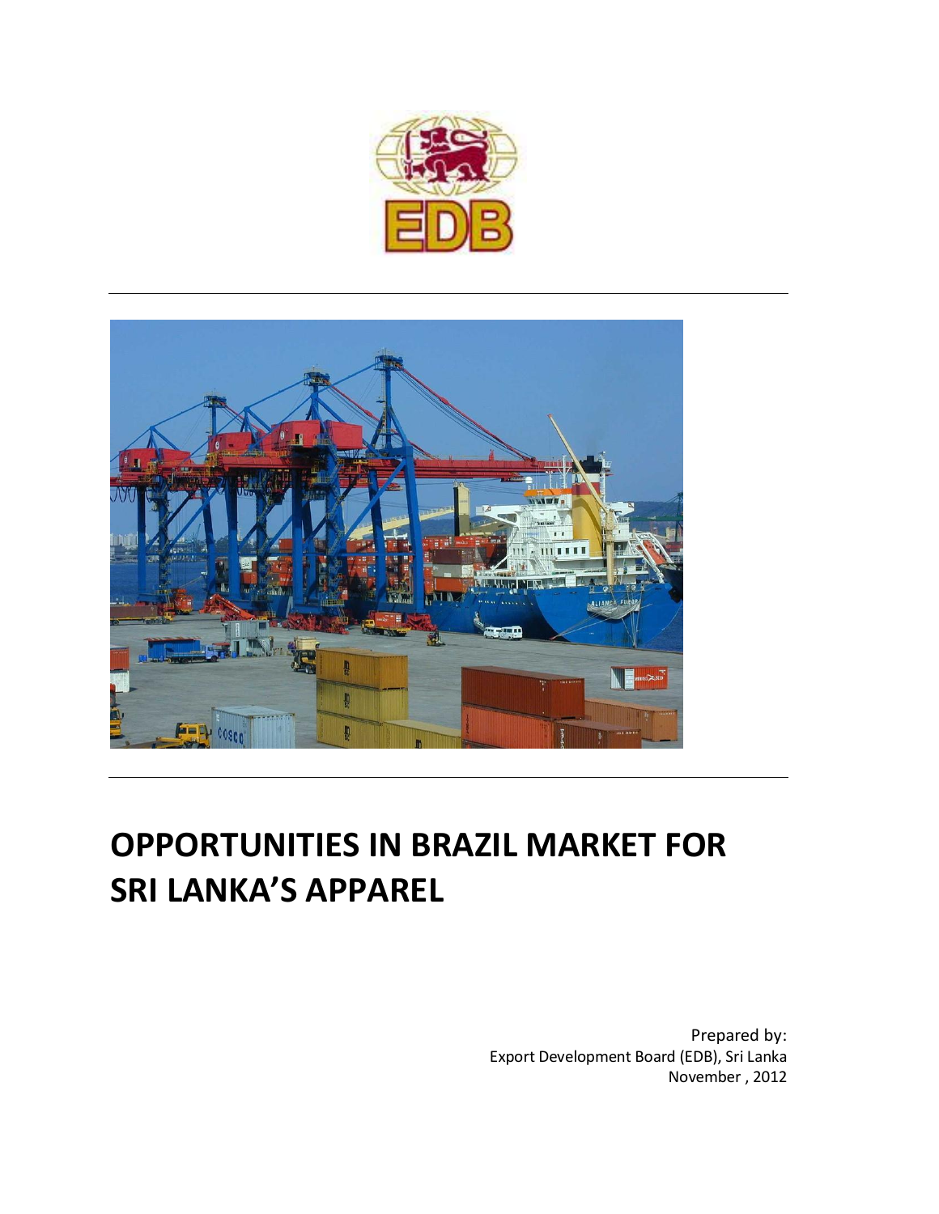# OPPORTUNITIES IN BRAZIL MARKET FOR SRI LANKA'S APPAREL

Prepared by:
Export Development Board (EDB), Sri Lanka
November , 2012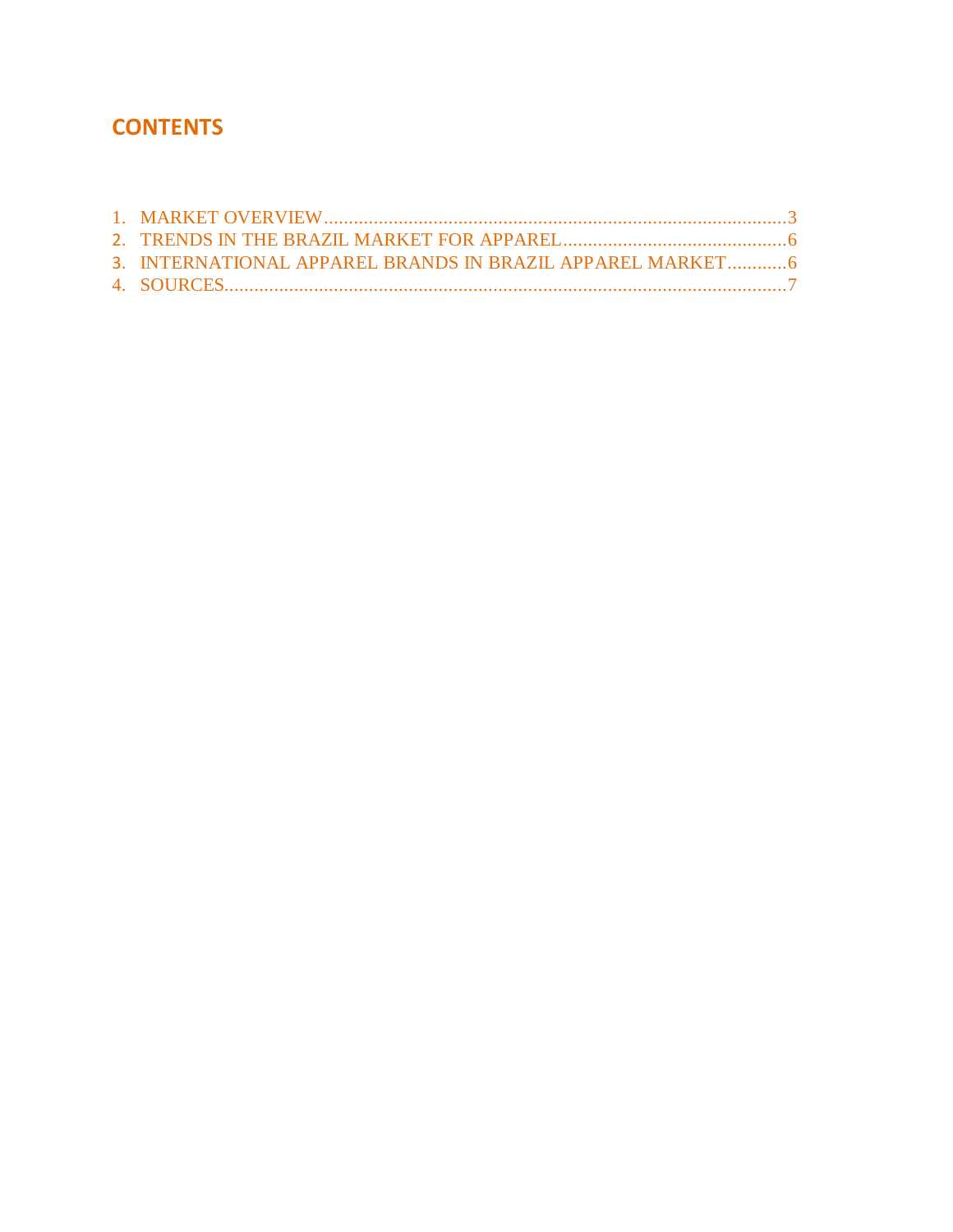## CONTENTS

1. MARKET OVERVIEW......................................................................................3
2. TRENDS IN THE BRAZIL MARKET FOR APPAREL............................................6
3. INTERNATIONAL APPAREL BRANDS IN BRAZIL APPAREL MARKET...........6
4. SOURCES...................................................................................................7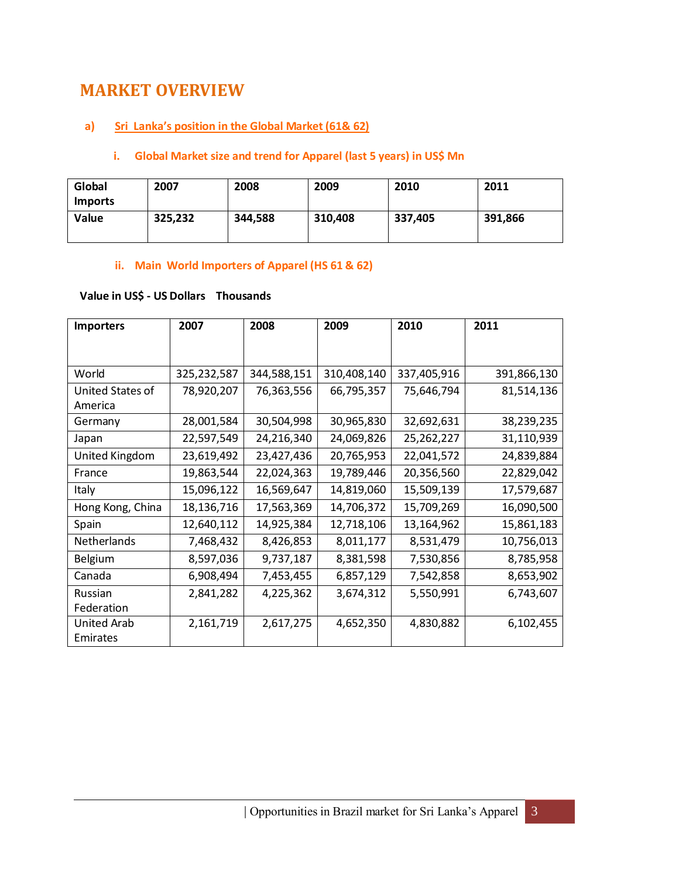# MARKET OVERVIEW

## a) Sri Lanka's position in the Global Market (61& 62)

### i. Global Market size and trend for Apparel (last 5 years) in US$ Mn

| Global Imports | 2007 | 2008 | 2009 | 2010 | 2011 |
|---|---|---|---|---|---|
| **Value** | **325,232** | **344,588** | **310,408** | **337,405** | **391,866** |

### ii. Main World Importers of Apparel (HS 61 & 62)

**Value in US$ - US Dollars Thousands**

| Importers | 2007 | 2008 | 2009 | 2010 | 2011 |
|---|---|---|---|---|---|
| World | 325,232,587 | 344,588,151 | 310,408,140 | 337,405,916 | 391,866,130 |
| United States of America | 78,920,207 | 76,363,556 | 66,795,357 | 75,646,794 | 81,514,136 |
| Germany | 28,001,584 | 30,504,998 | 30,965,830 | 32,692,631 | 38,239,235 |
| Japan | 22,597,549 | 24,216,340 | 24,069,826 | 25,262,227 | 31,110,939 |
| United Kingdom | 23,619,492 | 23,427,436 | 20,765,953 | 22,041,572 | 24,839,884 |
| France | 19,863,544 | 22,024,363 | 19,789,446 | 20,356,560 | 22,829,042 |
| Italy | 15,096,122 | 16,569,647 | 14,819,060 | 15,509,139 | 17,579,687 |
| Hong Kong, China | 18,136,716 | 17,563,369 | 14,706,372 | 15,709,269 | 16,090,500 |
| Spain | 12,640,112 | 14,925,384 | 12,718,106 | 13,164,962 | 15,861,183 |
| Netherlands | 7,468,432 | 8,426,853 | 8,011,177 | 8,531,479 | 10,756,013 |
| Belgium | 8,597,036 | 9,737,187 | 8,381,598 | 7,530,856 | 8,785,958 |
| Canada | 6,908,494 | 7,453,455 | 6,857,129 | 7,542,858 | 8,653,902 |
| Russian Federation | 2,841,282 | 4,225,362 | 3,674,312 | 5,550,991 | 6,743,607 |
| United Arab Emirates | 2,161,719 | 2,617,275 | 4,652,350 | 4,830,882 | 6,102,455 |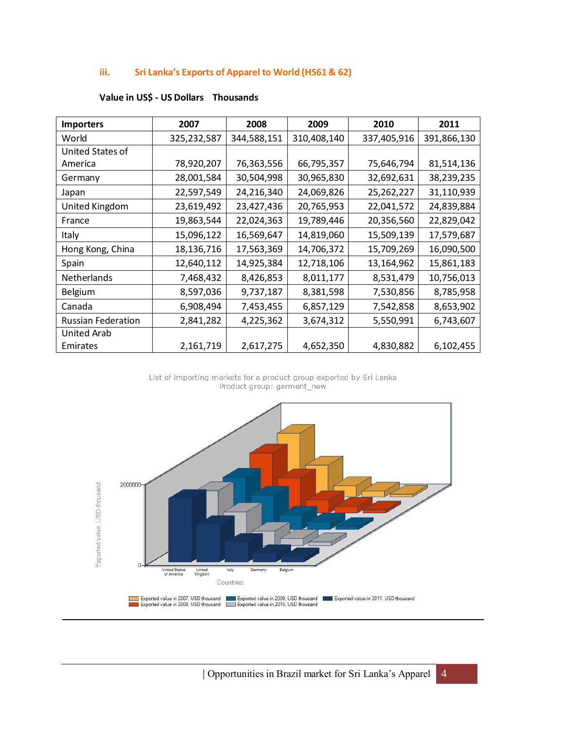### iii. Sri Lanka's Exports of Apparel to World (HS61 & 62)

**Value in US$ - US Dollars Thousands**

| Importers | 2007 | 2008 | 2009 | 2010 | 2011 |
|---|---|---|---|---|---|
| World | 325,232,587 | 344,588,151 | 310,408,140 | 337,405,916 | 391,866,130 |
| United States of America | 78,920,207 | 76,363,556 | 66,795,357 | 75,646,794 | 81,514,136 |
| Germany | 28,001,584 | 30,504,998 | 30,965,830 | 32,692,631 | 38,239,235 |
| Japan | 22,597,549 | 24,216,340 | 24,069,826 | 25,262,227 | 31,110,939 |
| United Kingdom | 23,619,492 | 23,427,436 | 20,765,953 | 22,041,572 | 24,839,884 |
| France | 19,863,544 | 22,024,363 | 19,789,446 | 20,356,560 | 22,829,042 |
| Italy | 15,096,122 | 16,569,647 | 14,819,060 | 15,509,139 | 17,579,687 |
| Hong Kong, China | 18,136,716 | 17,563,369 | 14,706,372 | 15,709,269 | 16,090,500 |
| Spain | 12,640,112 | 14,925,384 | 12,718,106 | 13,164,962 | 15,861,183 |
| Netherlands | 7,468,432 | 8,426,853 | 8,011,177 | 8,531,479 | 10,756,013 |
| Belgium | 8,597,036 | 9,737,187 | 8,381,598 | 7,530,856 | 8,785,958 |
| Canada | 6,908,494 | 7,453,455 | 6,857,129 | 7,542,858 | 8,653,902 |
| Russian Federation | 2,841,282 | 4,225,362 | 3,674,312 | 5,550,991 | 6,743,607 |
| United Arab Emirates | 2,161,719 | 2,617,275 | 4,652,350 | 4,830,882 | 6,102,455 |

List of importing markets for a product group exported by Sri Lanka
Product group: garment_new

Exported value, USD thousand

2000000

0

United States of America, United Kingdom, Italy, Germany, Belgium

Countries

Exported value in 2007, USD thousand
Exported value in 2008, USD thousand
Exported value in 2009, USD thousand
Exported value in 2010, USD thousand
Exported value in 2011, USD thousand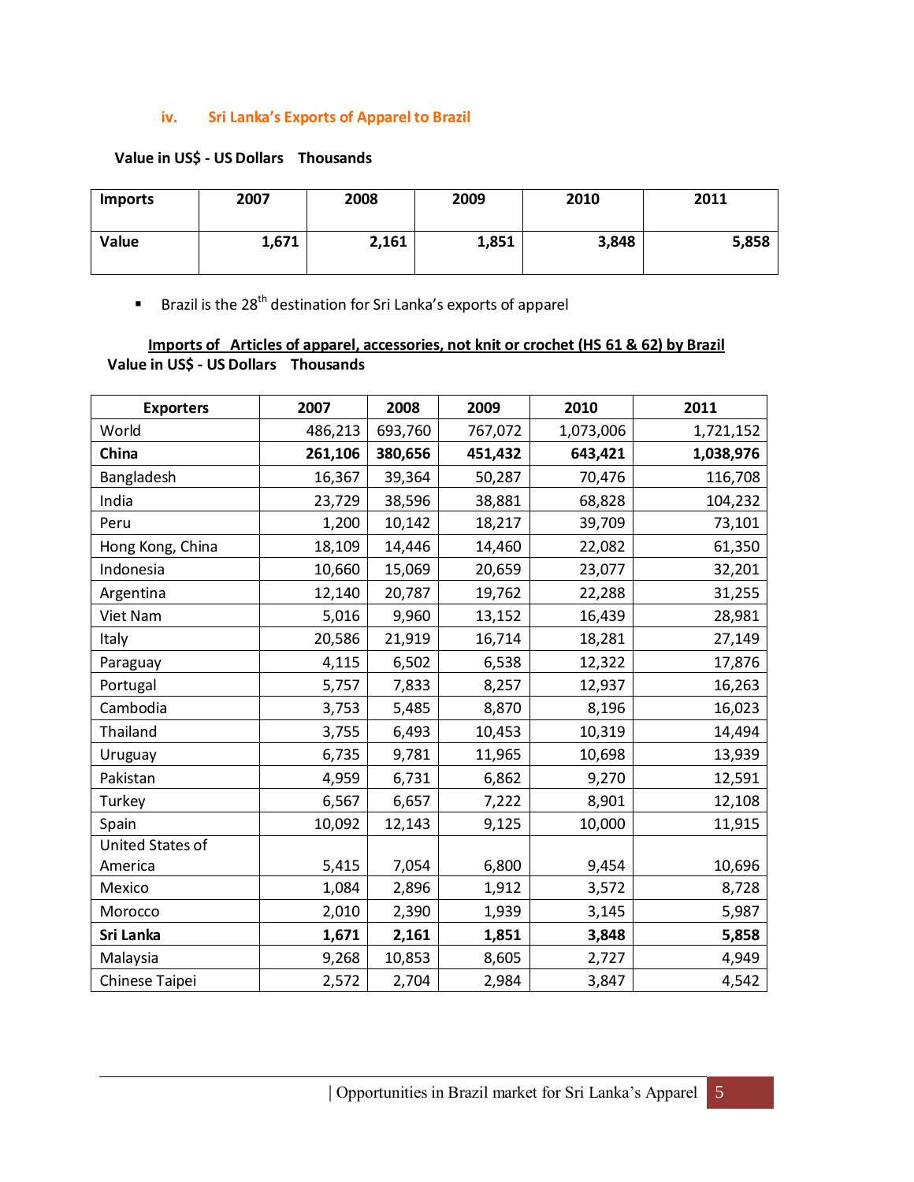### iv. Sri Lanka's Exports of Apparel to Brazil

**Value in US$ - US Dollars Thousands**

| Imports | 2007 | 2008 | 2009 | 2010 | 2011 |
|---|---|---|---|---|---|
| **Value** | **1,671** | **2,161** | **1,851** | **3,848** | **5,858** |

- Brazil is the 28th destination for Sri Lanka's exports of apparel

**Imports of Articles of apparel, accessories, not knit or crochet (HS 61 & 62) by Brazil**

**Value in US$ - US Dollars Thousands**

| Exporters | 2007 | 2008 | 2009 | 2010 | 2011 |
|---|---|---|---|---|---|
| World | 486,213 | 693,760 | 767,072 | 1,073,006 | 1,721,152 |
| **China** | **261,106** | **380,656** | **451,432** | **643,421** | **1,038,976** |
| Bangladesh | 16,367 | 39,364 | 50,287 | 70,476 | 116,708 |
| India | 23,729 | 38,596 | 38,881 | 68,828 | 104,232 |
| Peru | 1,200 | 10,142 | 18,217 | 39,709 | 73,101 |
| Hong Kong, China | 18,109 | 14,446 | 14,460 | 22,082 | 61,350 |
| Indonesia | 10,660 | 15,069 | 20,659 | 23,077 | 32,201 |
| Argentina | 12,140 | 20,787 | 19,762 | 22,288 | 31,255 |
| Viet Nam | 5,016 | 9,960 | 13,152 | 16,439 | 28,981 |
| Italy | 20,586 | 21,919 | 16,714 | 18,281 | 27,149 |
| Paraguay | 4,115 | 6,502 | 6,538 | 12,322 | 17,876 |
| Portugal | 5,757 | 7,833 | 8,257 | 12,937 | 16,263 |
| Cambodia | 3,753 | 5,485 | 8,870 | 8,196 | 16,023 |
| Thailand | 3,755 | 6,493 | 10,453 | 10,319 | 14,494 |
| Uruguay | 6,735 | 9,781 | 11,965 | 10,698 | 13,939 |
| Pakistan | 4,959 | 6,731 | 6,862 | 9,270 | 12,591 |
| Turkey | 6,567 | 6,657 | 7,222 | 8,901 | 12,108 |
| Spain | 10,092 | 12,143 | 9,125 | 10,000 | 11,915 |
| United States of America | 5,415 | 7,054 | 6,800 | 9,454 | 10,696 |
| Mexico | 1,084 | 2,896 | 1,912 | 3,572 | 8,728 |
| Morocco | 2,010 | 2,390 | 1,939 | 3,145 | 5,987 |
| **Sri Lanka** | **1,671** | **2,161** | **1,851** | **3,848** | **5,858** |
| Malaysia | 9,268 | 10,853 | 8,605 | 2,727 | 4,949 |
| Chinese Taipei | 2,572 | 2,704 | 2,984 | 3,847 | 4,542 |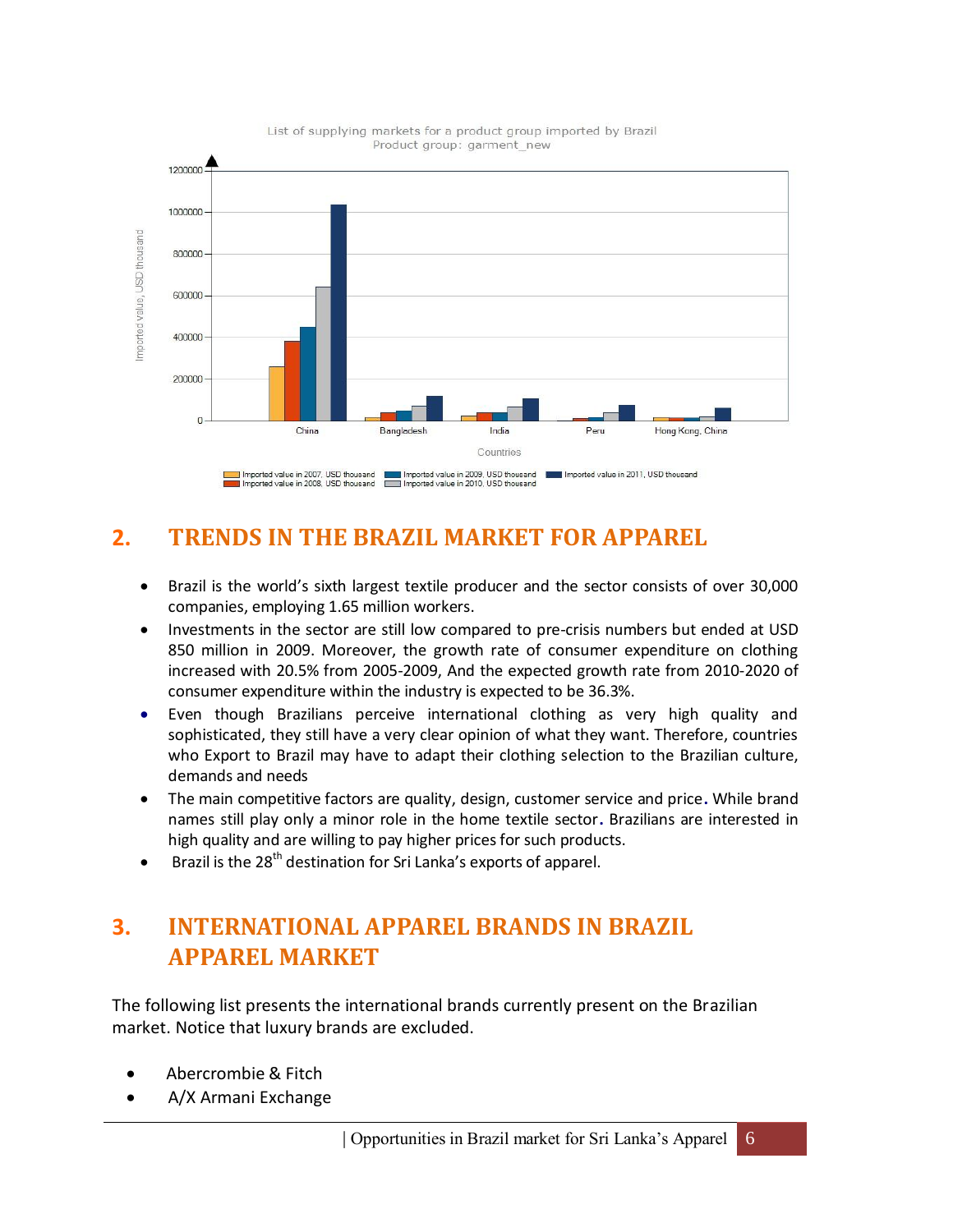List of supplying markets for a product group imported by Brazil
Product group: garment_new

## 2. TRENDS IN THE BRAZIL MARKET FOR APPAREL

- Brazil is the world's sixth largest textile producer and the sector consists of over 30,000 companies, employing 1.65 million workers.
- Investments in the sector are still low compared to pre-crisis numbers but ended at USD 850 million in 2009. Moreover, the growth rate of consumer expenditure on clothing increased with 20.5% from 2005-2009, And the expected growth rate from 2010-2020 of consumer expenditure within the industry is expected to be 36.3%.
- Even though Brazilians perceive international clothing as very high quality and sophisticated, they still have a very clear opinion of what they want. Therefore, countries who Export to Brazil may have to adapt their clothing selection to the Brazilian culture, demands and needs
- The main competitive factors are quality, design, customer service and price. While brand names still play only a minor role in the home textile sector. Brazilians are interested in high quality and are willing to pay higher prices for such products.
- Brazil is the 28th destination for Sri Lanka's exports of apparel.

## 3. INTERNATIONAL APPAREL BRANDS IN BRAZIL APPAREL MARKET

The following list presents the international brands currently present on the Brazilian market. Notice that luxury brands are excluded.

- Abercrombie & Fitch
- A/X Armani Exchange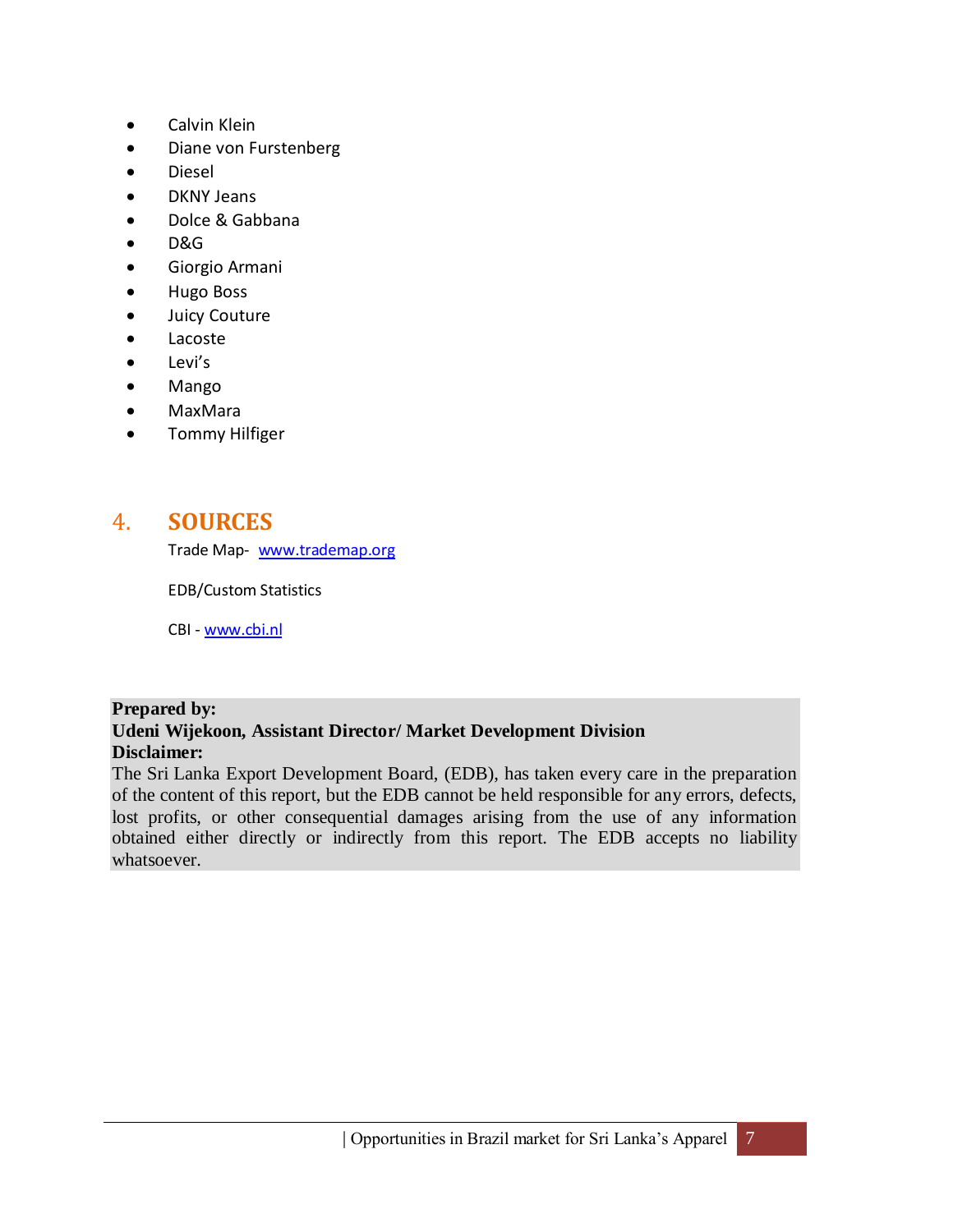- Calvin Klein
- Diane von Furstenberg
- Diesel
- DKNY Jeans
- Dolce & Gabbana
- D&G
- Giorgio Armani
- Hugo Boss
- Juicy Couture
- Lacoste
- Levi's
- Mango
- MaxMara
- Tommy Hilfiger

## 4. SOURCES

Trade Map- www.trademap.org

EDB/Custom Statistics

CBI - www.cbi.nl

**Prepared by:**
**Udeni Wijekoon, Assistant Director/ Market Development Division**
**Disclaimer:**
The Sri Lanka Export Development Board, (EDB), has taken every care in the preparation of the content of this report, but the EDB cannot be held responsible for any errors, defects, lost profits, or other consequential damages arising from the use of any information obtained either directly or indirectly from this report. The EDB accepts no liability whatsoever.